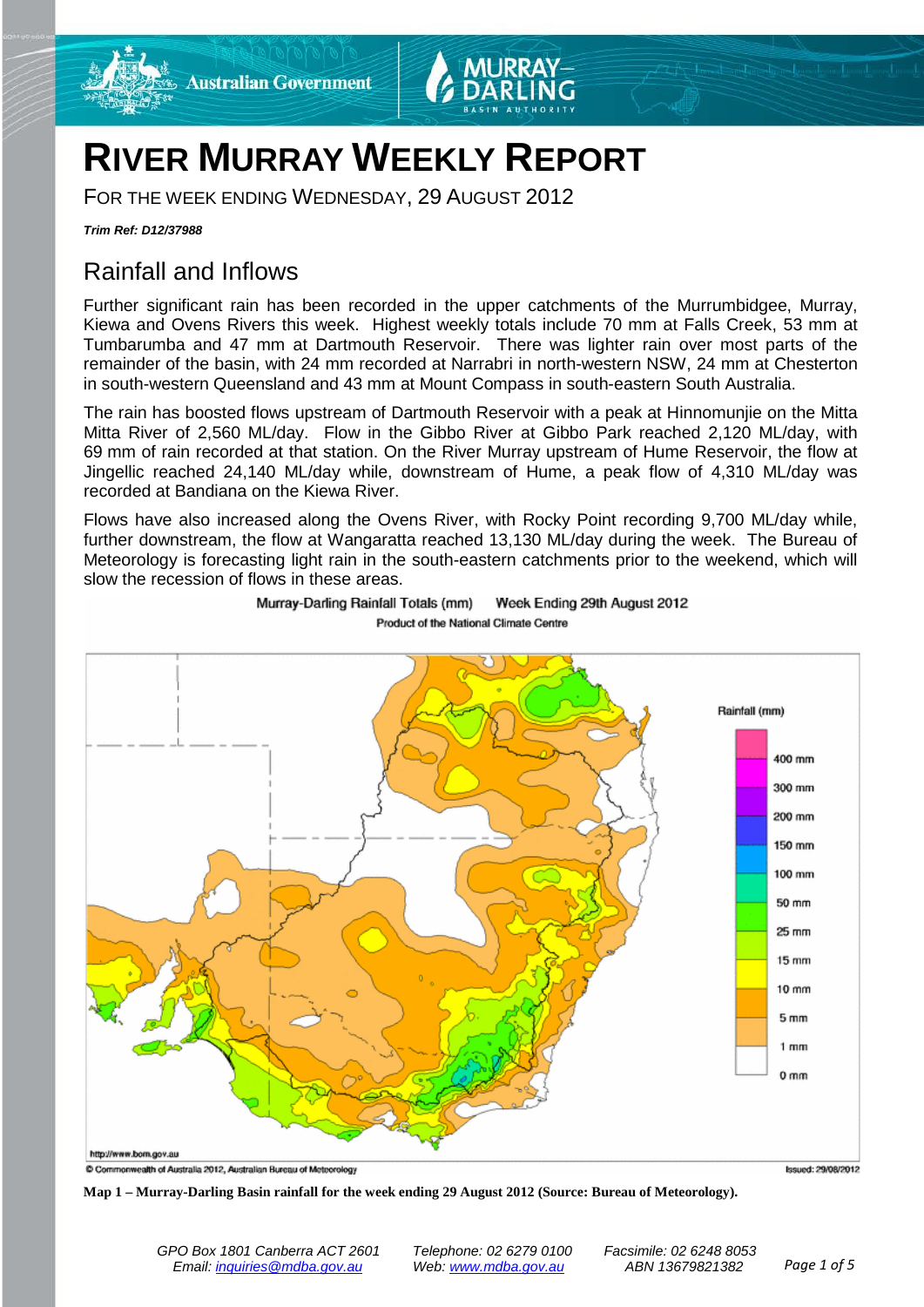# RIVER MURRAY WEEKLY REPORT

FOR THE WEEK ENDING WEDNESDAY, 29 AUGUST 2012

***Trim Ref: D12/37988***

## Rainfall and Inflows

Further significant rain has been recorded in the upper catchments of the Murrumbidgee, Murray, Kiewa and Ovens Rivers this week. Highest weekly totals include 70 mm at Falls Creek, 53 mm at Tumbarumba and 47 mm at Dartmouth Reservoir. There was lighter rain over most parts of the remainder of the basin, with 24 mm recorded at Narrabri in north-western NSW, 24 mm at Chesterton in south-western Queensland and 43 mm at Mount Compass in south-eastern South Australia.

The rain has boosted flows upstream of Dartmouth Reservoir with a peak at Hinnomunjie on the Mitta Mitta River of 2,560 ML/day. Flow in the Gibbo River at Gibbo Park reached 2,120 ML/day, with 69 mm of rain recorded at that station. On the River Murray upstream of Hume Reservoir, the flow at Jingellic reached 24,140 ML/day while, downstream of Hume, a peak flow of 4,310 ML/day was recorded at Bandiana on the Kiewa River.

Flows have also increased along the Ovens River, with Rocky Point recording 9,700 ML/day while, further downstream, the flow at Wangaratta reached 13,130 ML/day during the week. The Bureau of Meteorology is forecasting light rain in the south-eastern catchments prior to the weekend, which will slow the recession of flows in these areas.

**Map 1 – Murray-Darling Basin rainfall for the week ending 29 August 2012 (Source: Bureau of Meteorology).**

GPO Box 1801 Canberra ACT 2601 | Telephone: 02 6279 0100 | Facsimile: 02 6248 8053
Email: inquiries@mdba.gov.au | Web: www.mdba.gov.au | ABN 13679821382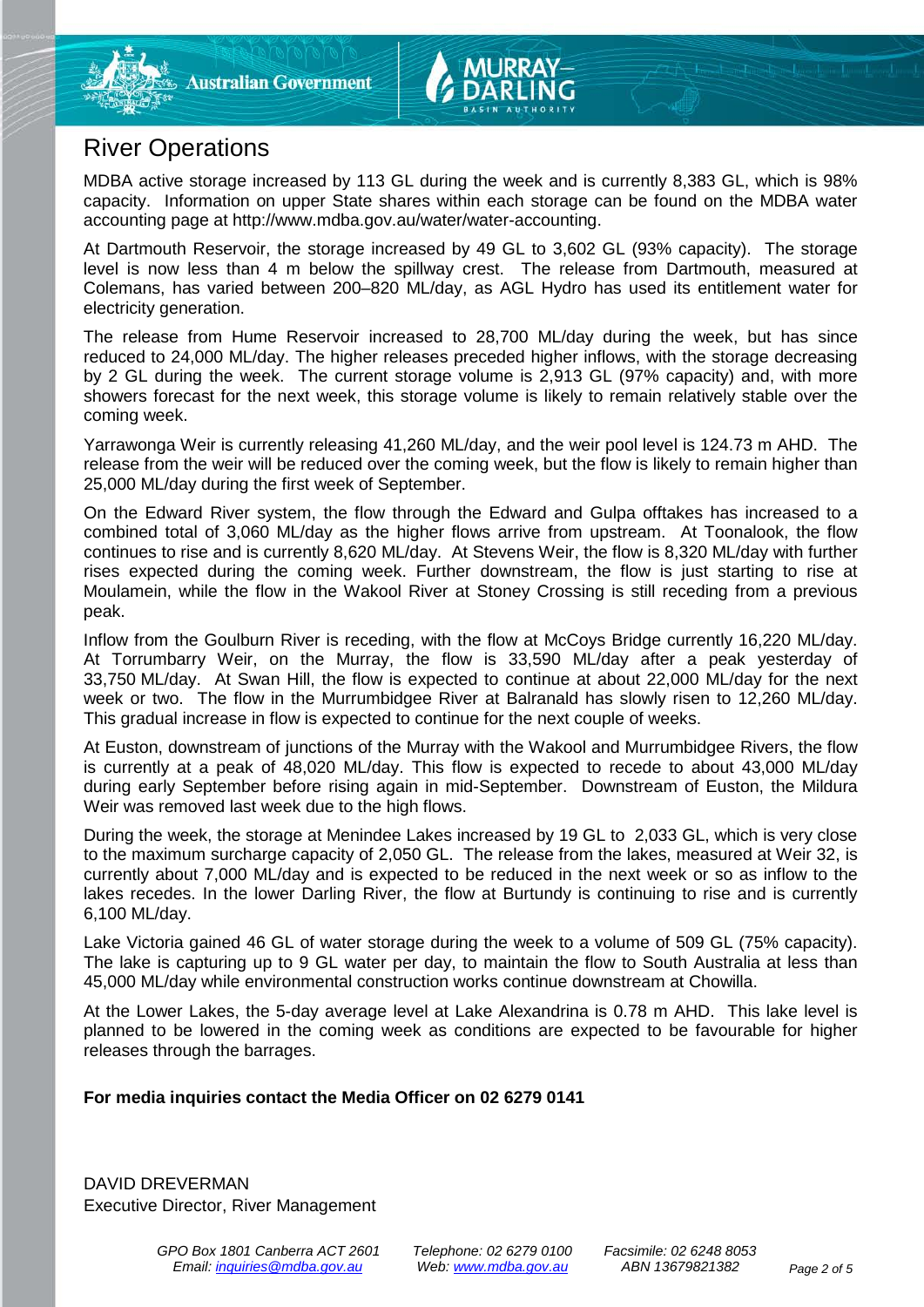# River Operations

MDBA active storage increased by 113 GL during the week and is currently 8,383 GL, which is 98% capacity. Information on upper State shares within each storage can be found on the MDBA water accounting page at http://www.mdba.gov.au/water/water-accounting.

At Dartmouth Reservoir, the storage increased by 49 GL to 3,602 GL (93% capacity). The storage level is now less than 4 m below the spillway crest. The release from Dartmouth, measured at Colemans, has varied between 200–820 ML/day, as AGL Hydro has used its entitlement water for electricity generation.

The release from Hume Reservoir increased to 28,700 ML/day during the week, but has since reduced to 24,000 ML/day. The higher releases preceded higher inflows, with the storage decreasing by 2 GL during the week. The current storage volume is 2,913 GL (97% capacity) and, with more showers forecast for the next week, this storage volume is likely to remain relatively stable over the coming week.

Yarrawonga Weir is currently releasing 41,260 ML/day, and the weir pool level is 124.73 m AHD. The release from the weir will be reduced over the coming week, but the flow is likely to remain higher than 25,000 ML/day during the first week of September.

On the Edward River system, the flow through the Edward and Gulpa offtakes has increased to a combined total of 3,060 ML/day as the higher flows arrive from upstream. At Toonalook, the flow continues to rise and is currently 8,620 ML/day. At Stevens Weir, the flow is 8,320 ML/day with further rises expected during the coming week. Further downstream, the flow is just starting to rise at Moulamein, while the flow in the Wakool River at Stoney Crossing is still receding from a previous peak.

Inflow from the Goulburn River is receding, with the flow at McCoys Bridge currently 16,220 ML/day. At Torrumbarry Weir, on the Murray, the flow is 33,590 ML/day after a peak yesterday of 33,750 ML/day. At Swan Hill, the flow is expected to continue at about 22,000 ML/day for the next week or two. The flow in the Murrumbidgee River at Balranald has slowly risen to 12,260 ML/day. This gradual increase in flow is expected to continue for the next couple of weeks.

At Euston, downstream of junctions of the Murray with the Wakool and Murrumbidgee Rivers, the flow is currently at a peak of 48,020 ML/day. This flow is expected to recede to about 43,000 ML/day during early September before rising again in mid-September. Downstream of Euston, the Mildura Weir was removed last week due to the high flows.

During the week, the storage at Menindee Lakes increased by 19 GL to 2,033 GL, which is very close to the maximum surcharge capacity of 2,050 GL. The release from the lakes, measured at Weir 32, is currently about 7,000 ML/day and is expected to be reduced in the next week or so as inflow to the lakes recedes. In the lower Darling River, the flow at Burtundy is continuing to rise and is currently 6,100 ML/day.

Lake Victoria gained 46 GL of water storage during the week to a volume of 509 GL (75% capacity). The lake is capturing up to 9 GL water per day, to maintain the flow to South Australia at less than 45,000 ML/day while environmental construction works continue downstream at Chowilla.

At the Lower Lakes, the 5-day average level at Lake Alexandrina is 0.78 m AHD. This lake level is planned to be lowered in the coming week as conditions are expected to be favourable for higher releases through the barrages.

**For media inquiries contact the Media Officer on 02 6279 0141**

DAVID DREVERMAN
Executive Director, River Management

*GPO Box 1801 Canberra ACT 2601* | *Telephone: 02 6279 0100* | *Facsimile: 02 6248 8053*
*Email: inquiries@mdba.gov.au* | *Web: www.mdba.gov.au* | *ABN 13679821382*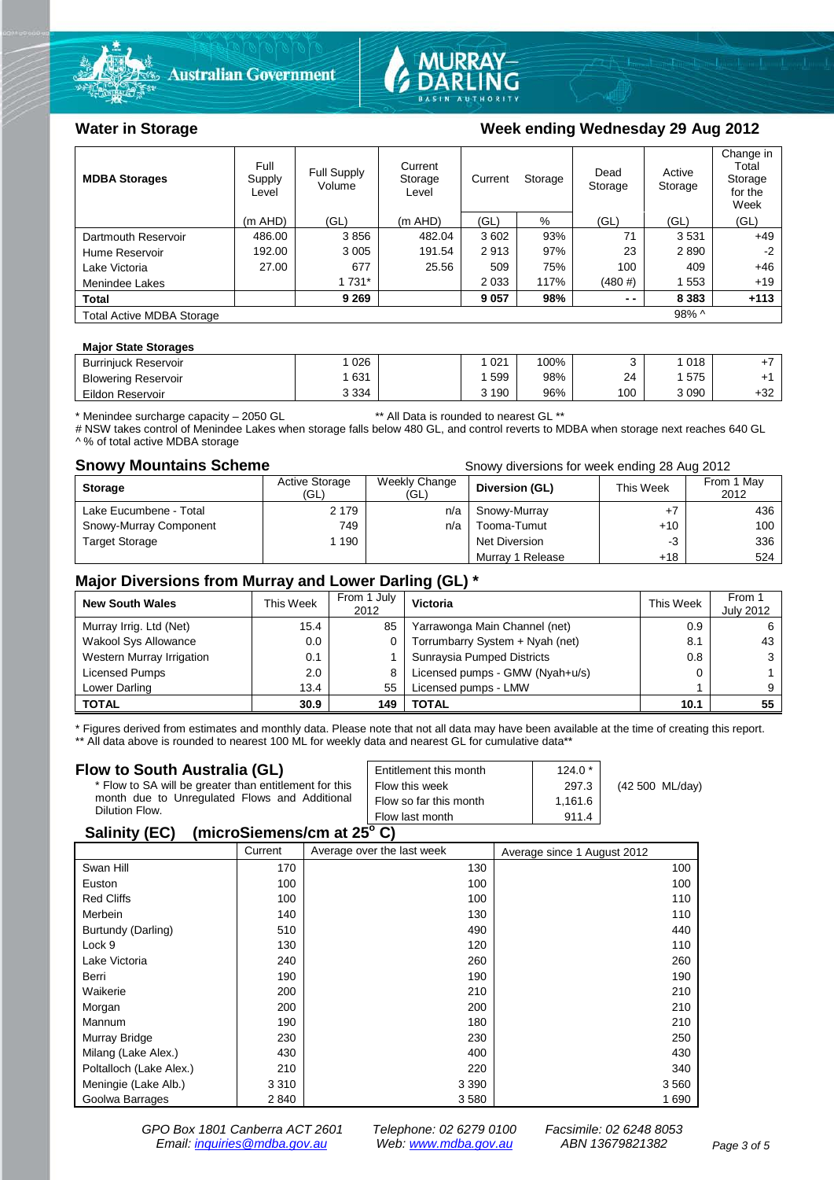Australian Government | MURRAY-DARLING BASIN AUTHORITY

## Water in Storage

**Week ending Wednesday 29 Aug 2012**

| MDBA Storages | Full Supply Level | Full Supply Volume | Current Storage Level | Current Storage | | Dead Storage | Active Storage | Change in Total Storage for the Week |
|---|---|---|---|---|---|---|---|---|
| | (m AHD) | (GL) | (m AHD) | (GL) | % | (GL) | (GL) | (GL) |
| Dartmouth Reservoir | 486.00 | 3 856 | 482.04 | 3 602 | 93% | 71 | 3 531 | +49 |
| Hume Reservoir | 192.00 | 3 005 | 191.54 | 2 913 | 97% | 23 | 2 890 | -2 |
| Lake Victoria | 27.00 | 677 | 25.56 | 509 | 75% | 100 | 409 | +46 |
| Menindee Lakes | | 1 731* | | 2 033 | 117% | (480 #) | 1 553 | +19 |
| **Total** | | **9 269** | | **9 057** | **98%** | **- -** | **8 383** | **+113** |
| Total Active MDBA Storage | | | | | | | 98% ^ | |

**Major State Storages**

| Storage | Full Supply Volume | | Current Storage (GL) | % | Dead Storage | Active Storage | Change |
|---|---|---|---|---|---|---|---|
| Burrinjuck Reservoir | 1 026 | | 1 021 | 100% | 3 | 1 018 | +7 |
| Blowering Reservoir | 1 631 | | 1 599 | 98% | 24 | 1 575 | +1 |
| Eildon Reservoir | 3 334 | | 3 190 | 96% | 100 | 3 090 | +32 |

\* Menindee surcharge capacity – 2050 GL    ** All Data is rounded to nearest GL **
# NSW takes control of Menindee Lakes when storage falls below 480 GL, and control reverts to MDBA when storage next reaches 640 GL
^ % of total active MDBA storage

## Snowy Mountains Scheme

Snowy diversions for week ending 28 Aug 2012

| Storage | Active Storage (GL) | Weekly Change (GL) | Diversion (GL) | This Week | From 1 May 2012 |
|---|---|---|---|---|---|
| Lake Eucumbene - Total | 2 179 | n/a | Snowy-Murray | +7 | 436 |
| Snowy-Murray Component | 749 | n/a | Tooma-Tumut | +10 | 100 |
| Target Storage | 1 190 | | Net Diversion | -3 | 336 |
| | | | Murray 1 Release | +18 | 524 |

## Major Diversions from Murray and Lower Darling (GL) *

| New South Wales | This Week | From 1 July 2012 | Victoria | This Week | From 1 July 2012 |
|---|---|---|---|---|---|
| Murray Irrig. Ltd (Net) | 15.4 | 85 | Yarrawonga Main Channel (net) | 0.9 | 6 |
| Wakool Sys Allowance | 0.0 | 0 | Torrumbarry System + Nyah (net) | 8.1 | 43 |
| Western Murray Irrigation | 0.1 | 1 | Sunraysia Pumped Districts | 0.8 | 3 |
| Licensed Pumps | 2.0 | 8 | Licensed pumps - GMW (Nyah+u/s) | 0 | 1 |
| Lower Darling | 13.4 | 55 | Licensed pumps - LMW | 1 | 9 |
| **TOTAL** | **30.9** | **149** | **TOTAL** | **10.1** | **55** |

\* Figures derived from estimates and monthly data. Please note that not all data may have been available at the time of creating this report.
** All data above is rounded to nearest 100 ML for weekly data and nearest GL for cumulative data**

## Flow to South Australia (GL)

\* Flow to SA will be greater than entitlement for this month due to Unregulated Flows and Additional Dilution Flow.

| | | |
|---|---|---|
| Entitlement this month | 124.0 * | |
| Flow this week | 297.3 | (42 500 ML/day) |
| Flow so far this month | 1,161.6 | |
| Flow last month | 911.4 | |

## Salinity (EC) (microSiemens/cm at 25$^{o}$ C)

| | Current | Average over the last week | Average since 1 August 2012 |
|---|---|---|---|
| Swan Hill | 170 | 130 | 100 |
| Euston | 100 | 100 | 100 |
| Red Cliffs | 100 | 100 | 110 |
| Merbein | 140 | 130 | 110 |
| Burtundy (Darling) | 510 | 490 | 440 |
| Lock 9 | 130 | 120 | 110 |
| Lake Victoria | 240 | 260 | 260 |
| Berri | 190 | 190 | 190 |
| Waikerie | 200 | 210 | 210 |
| Morgan | 200 | 200 | 210 |
| Mannum | 190 | 180 | 210 |
| Murray Bridge | 230 | 230 | 250 |
| Milang (Lake Alex.) | 430 | 400 | 430 |
| Poltalloch (Lake Alex.) | 210 | 220 | 340 |
| Meningie (Lake Alb.) | 3 310 | 3 390 | 3 560 |
| Goolwa Barrages | 2 840 | 3 580 | 1 690 |

*GPO Box 1801 Canberra ACT 2601 Email: inquiries@mdba.gov.au*    *Telephone: 02 6279 0100 Web: www.mdba.gov.au*    *Facsimile: 02 6248 8053 ABN 13679821382*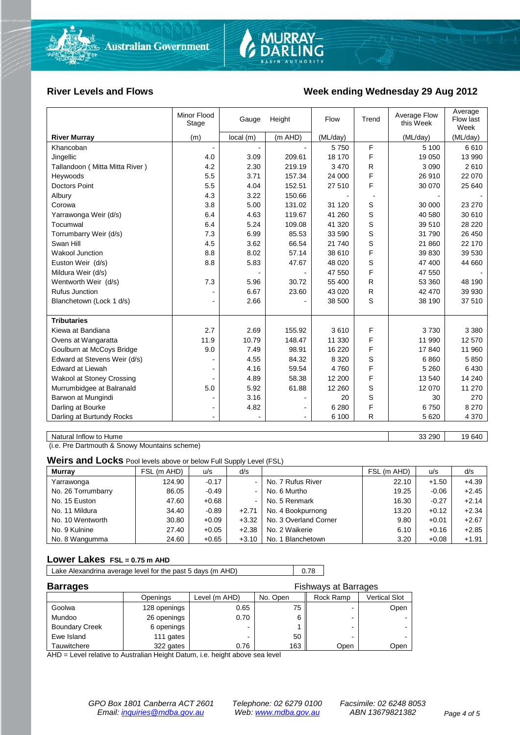## River Levels and Flows

## Week ending Wednesday 29 Aug 2012

| River Murray | Minor Flood Stage (m) | Gauge local (m) | Height (m AHD) | Flow (ML/day) | Trend | Average Flow this Week (ML/day) | Average Flow last Week (ML/day) |
|---|---|---|---|---|---|---|---|
| Khancoban | - | - | - | 5 750 | F | 5 100 | 6 610 |
| Jingellic | 4.0 | 3.09 | 209.61 | 18 170 | F | 19 050 | 13 990 |
| Tallandoon ( Mitta Mitta River ) | 4.2 | 2.30 | 219.19 | 3 470 | R | 3 090 | 2 610 |
| Heywoods | 5.5 | 3.71 | 157.34 | 24 000 | F | 26 910 | 22 070 |
| Doctors Point | 5.5 | 4.04 | 152.51 | 27 510 | F | 30 070 | 25 640 |
| Albury | 4.3 | 3.22 | 150.66 | - | - | - | - |
| Corowa | 3.8 | 5.00 | 131.02 | 31 120 | S | 30 000 | 23 270 |
| Yarrawonga Weir (d/s) | 6.4 | 4.63 | 119.67 | 41 260 | S | 40 580 | 30 610 |
| Tocumwal | 6.4 | 5.24 | 109.08 | 41 320 | S | 39 510 | 28 220 |
| Torrumbarry Weir (d/s) | 7.3 | 6.99 | 85.53 | 33 590 | S | 31 790 | 26 450 |
| Swan Hill | 4.5 | 3.62 | 66.54 | 21 740 | S | 21 860 | 22 170 |
| Wakool Junction | 8.8 | 8.02 | 57.14 | 38 610 | F | 39 830 | 39 530 |
| Euston Weir (d/s) | 8.8 | 5.83 | 47.67 | 48 020 | S | 47 400 | 44 660 |
| Mildura Weir (d/s) | | - | - | 47 550 | F | 47 550 | - |
| Wentworth Weir (d/s) | 7.3 | 5.96 | 30.72 | 55 400 | R | 53 360 | 48 190 |
| Rufus Junction | - | 6.67 | 23.60 | 43 020 | R | 42 470 | 39 930 |
| Blanchetown (Lock 1 d/s) | - | 2.66 | - | 38 500 | S | 38 190 | 37 510 |
| **Tributaries** | | | | | | | |
| Kiewa at Bandiana | 2.7 | 2.69 | 155.92 | 3 610 | F | 3 730 | 3 380 |
| Ovens at Wangaratta | 11.9 | 10.79 | 148.47 | 11 330 | F | 11 990 | 12 570 |
| Goulburn at McCoys Bridge | 9.0 | 7.49 | 98.91 | 16 220 | F | 17 840 | 11 960 |
| Edward at Stevens Weir (d/s) | - | 4.55 | 84.32 | 8 320 | S | 6 860 | 5 850 |
| Edward at Liewah | - | 4.16 | 59.54 | 4 760 | F | 5 260 | 6 430 |
| Wakool at Stoney Crossing | - | 4.89 | 58.38 | 12 200 | F | 13 540 | 14 240 |
| Murrumbidgee at Balranald | 5.0 | 5.92 | 61.88 | 12 260 | S | 12 070 | 11 270 |
| Barwon at Mungindi | - | 3.16 | - | 20 | S | 30 | 270 |
| Darling at Bourke | - | 4.82 | - | 6 280 | F | 6 750 | 8 270 |
| Darling at Burtundy Rocks | - | - | - | 6 100 | R | 5 620 | 4 370 |

| Natural Inflow to Hume | 33 290 | 19 640 |
|---|---|---|

(i.e. Pre Dartmouth & Snowy Mountains scheme)

### Weirs and Locks
Pool levels above or below Full Supply Level (FSL)

| Murray | FSL (m AHD) | u/s | d/s | | FSL (m AHD) | u/s | d/s |
|---|---|---|---|---|---|---|---|
| Yarrawonga | 124.90 | -0.17 | - | No. 7 Rufus River | 22.10 | +1.50 | +4.39 |
| No. 26 Torrumbarry | 86.05 | -0.49 | - | No. 6 Murtho | 19.25 | -0.06 | +2.45 |
| No. 15 Euston | 47.60 | +0.68 | - | No. 5 Renmark | 16.30 | -0.27 | +2.14 |
| No. 11 Mildura | 34.40 | -0.89 | +2.71 | No. 4 Bookpurnong | 13.20 | +0.12 | +2.34 |
| No. 10 Wentworth | 30.80 | +0.09 | +3.32 | No. 3 Overland Corner | 9.80 | +0.01 | +2.67 |
| No. 9 Kulnine | 27.40 | +0.05 | +2.38 | No. 2 Waikerie | 6.10 | +0.16 | +2.85 |
| No. 8 Wangumma | 24.60 | +0.65 | +3.10 | No. 1 Blanchetown | 3.20 | +0.08 | +1.91 |

### Lower Lakes FSL = 0.75 m AHD

| Lake Alexandrina average level for the past 5 days (m AHD) | 0.78 |
|---|---|

### Barrages

| | Openings | Level (m AHD) | No. Open | Fishways at Barrages: Rock Ramp | Vertical Slot |
|---|---|---|---|---|---|
| Goolwa | 128 openings | 0.65 | 75 | - | Open |
| Mundoo | 26 openings | 0.70 | 6 | - | - |
| Boundary Creek | 6 openings | - | 1 | - | - |
| Ewe Island | 111 gates | - | 50 | - | - |
| Tauwitchere | 322 gates | 0.76 | 163 | Open | Open |

AHD = Level relative to Australian Height Datum, i.e. height above sea level

*GPO Box 1801 Canberra ACT 2601 Telephone: 02 6279 0100 Facsimile: 02 6248 8053*
*Email: inquiries@mdba.gov.au Web: www.mdba.gov.au ABN 13679821382*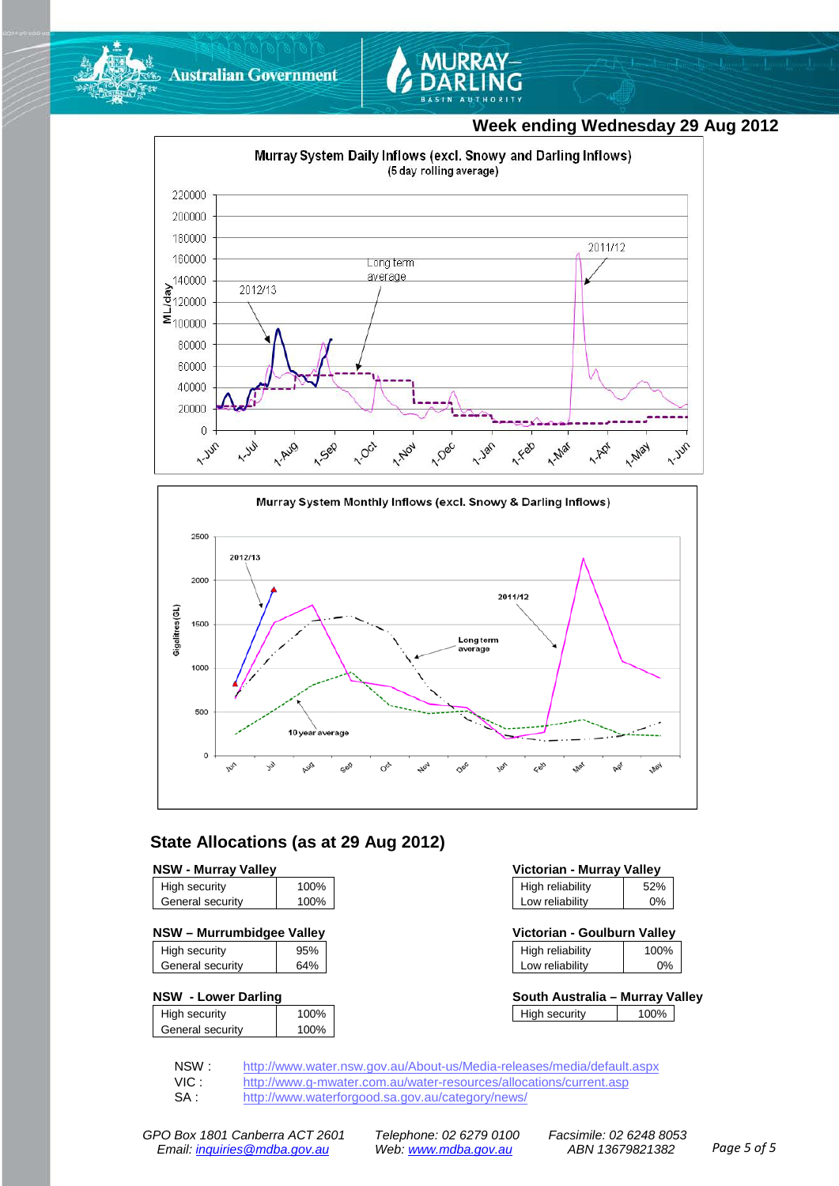Week ending Wednesday 29 Aug 2012

Murray System Daily Inflows (excl. Snowy and Darling Inflows)
(5 day rolling average)

ML/day

220000
200000
180000
160000
140000
120000
100000
80000
60000
40000
20000
0

2012/13
Long term average
2011/12

1-Jun 1-Jul 1-Aug 1-Sep 1-Oct 1-Nov 1-Dec 1-Jan 1-Feb 1-Mar 1-Apr 1-May 1-Jun

Murray System Monthly Inflows (excl. Snowy & Darling Inflows)

Gigalitres (GL)

2500
2000
1500
1000
500
0

2012/13
2011/12
Long term average
10 year average

Jun Jul Aug Sep Oct Nov Dec Jan Feb Mar Apr May

## State Allocations (as at 29 Aug 2012)

**NSW - Murray Valley**

| | |
|---|---|
| High security | 100% |
| General security | 100% |

**NSW – Murrumbidgee Valley**

| | |
|---|---|
| High security | 95% |
| General security | 64% |

**NSW - Lower Darling**

| | |
|---|---|
| High security | 100% |
| General security | 100% |

**Victorian - Murray Valley**

| | |
|---|---|
| High reliability | 52% |
| Low reliability | 0% |

**Victorian - Goulburn Valley**

| | |
|---|---|
| High reliability | 100% |
| Low reliability | 0% |

**South Australia – Murray Valley**

| | |
|---|---|
| High security | 100% |

NSW : http://www.water.nsw.gov.au/About-us/Media-releases/media/default.aspx
VIC : http://www.g-mwater.com.au/water-resources/allocations/current.asp
SA : http://www.waterforgood.sa.gov.au/category/news/

*GPO Box 1801 Canberra ACT 2601*
*Email: inquiries@mdba.gov.au*
*Telephone: 02 6279 0100*
*Web: www.mdba.gov.au*
*Facsimile: 02 6248 8053*
*ABN 13679821382*